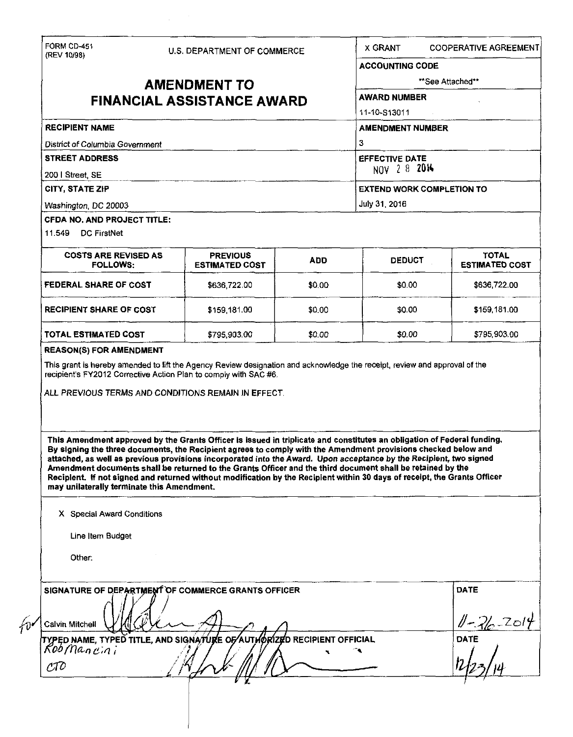FORM CD-451
(REV 10/98)

U.S. DEPARTMENT OF COMMERCE

# AMENDMENT TO FINANCIAL ASSISTANCE AWARD

X GRANT | COOPERATIVE AGREEMENT

**ACCOUNTING CODE**
**See Attached**

**AWARD NUMBER**
11-10-S13011

**RECIPIENT NAME**
*District of Columbia Government*

**AMENDMENT NUMBER**
3

**STREET ADDRESS**
200 I Street, SE

**EFFECTIVE DATE**
NOV 28 2014

**CITY, STATE ZIP**
Washington, DC 20003

**EXTEND WORK COMPLETION TO**
July 31, 2016

**CFDA NO. AND PROJECT TITLE:**
11.549 DC FirstNet

| COSTS ARE REVISED AS FOLLOWS: | PREVIOUS ESTIMATED COST | ADD | DEDUCT | TOTAL ESTIMATED COST |
|---|---|---|---|---|
| FEDERAL SHARE OF COST | $636,722.00 | $0.00 | $0.00 | $636,722.00 |
| RECIPIENT SHARE OF COST | $159,181.00 | $0.00 | $0.00 | $159,181.00 |
| TOTAL ESTIMATED COST | $795,903.00 | $0.00 | $0.00 | $795,903.00 |

**REASON(S) FOR AMENDMENT**

This grant is hereby amended to lift the Agency Review designation and acknowledge the receipt, review and approval of the recipient's FY2012 Corrective Action Plan to comply with SAC #6.

ALL PREVIOUS TERMS AND CONDITIONS REMAIN IN EFFECT.

**This Amendment approved by the Grants Officer is issued in triplicate and constitutes an obligation of Federal funding. By signing the three documents, the Recipient agrees to comply with the Amendment provisions checked below and attached, as well as previous provisions incorporated into the Award. Upon acceptance by the Recipient, two signed Amendment documents shall be returned to the Grants Officer and the third document shall be retained by the Recipient. If not signed and returned without modification by the Recipient within 30 days of receipt, the Grants Officer may unilaterally terminate this Amendment.**

X Special Award Conditions

Line Item Budget

Other:

**SIGNATURE OF DEPARTMENT OF COMMERCE GRANTS OFFICER**
for Calvin Mitchell

**DATE**
11-26-2014

**TYPED NAME, TYPED TITLE, AND SIGNATURE OF AUTHORIZED RECIPIENT OFFICIAL**
Rob Mancini
CTO

**DATE**
12/23/14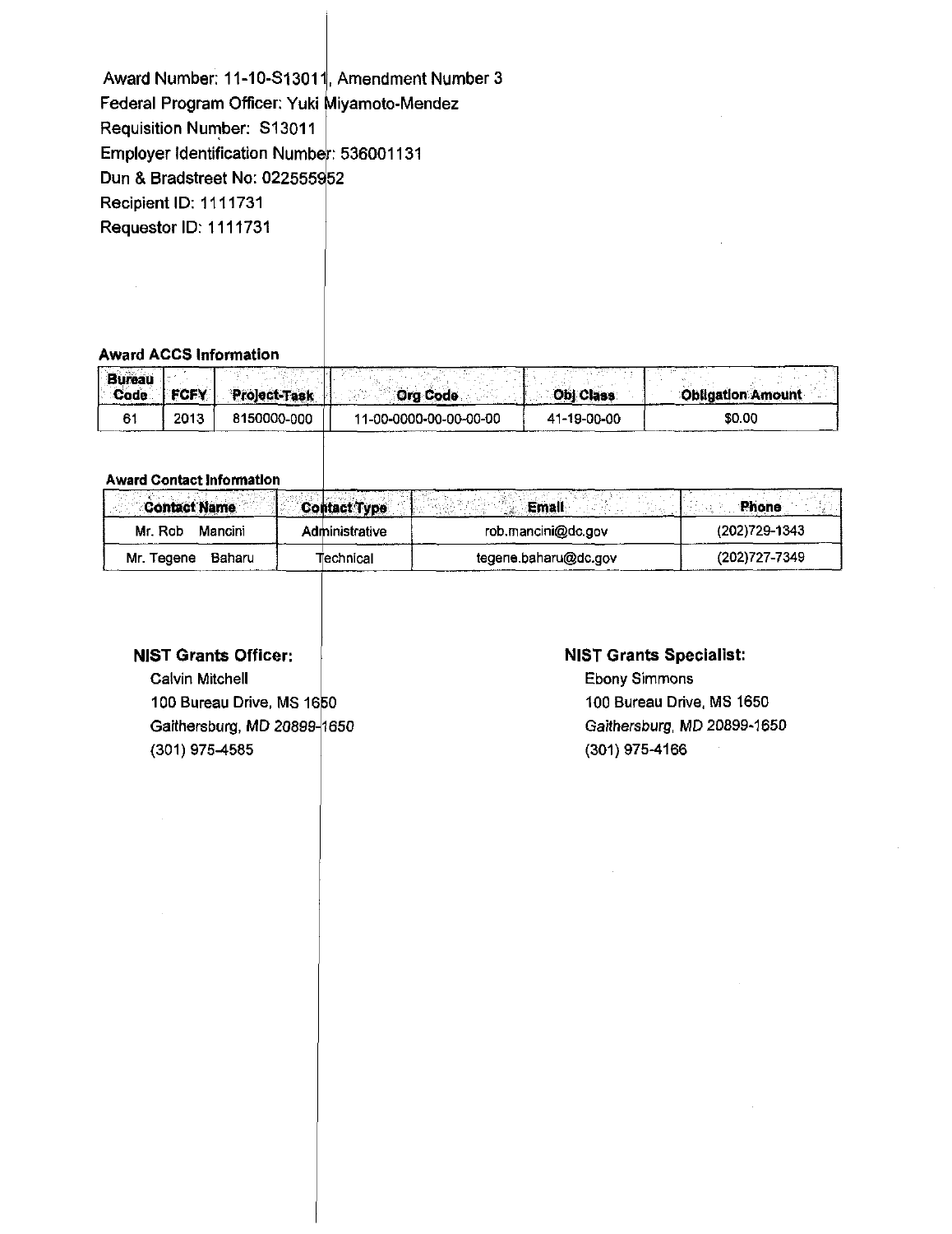Award Number: 11-10-S13011, Amendment Number 3
Federal Program Officer: Yuki Miyamoto-Mendez
Requisition Number: S13011
Employer Identification Number: 536001131
Dun & Bradstreet No: 022555952
Recipient ID: 1111731
Requestor ID: 1111731

**Award ACCS Information**

| Bureau Code | FCFY | Project-Task | Org Code | Obj Class | Obligation Amount |
|---|---|---|---|---|---|
| 61 | 2013 | 8150000-000 | 11-00-0000-00-00-00-00 | 41-19-00-00 | $0.00 |

**Award Contact Information**

| Contact Name | Contact Type | Email | Phone |
|---|---|---|---|
| Mr. Rob Mancini | Administrative | rob.mancini@dc.gov | (202)729-1343 |
| Mr. Tegene Baharu | Technical | tegene.baharu@dc.gov | (202)727-7349 |

**NIST Grants Officer:**
Calvin Mitchell
100 Bureau Drive, MS 1650
Gaithersburg, MD 20899-1650
(301) 975-4585

**NIST Grants Specialist:**
Ebony Simmons
100 Bureau Drive, MS 1650
Gaithersburg, MD 20899-1650
(301) 975-4166